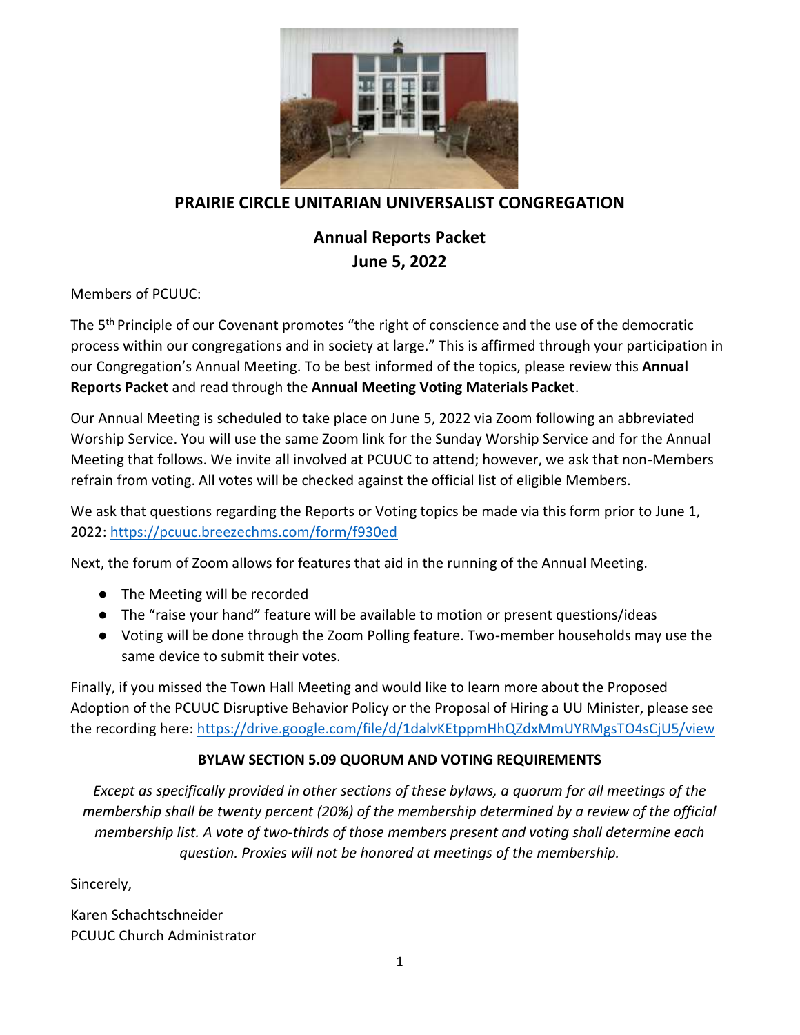# PRAIRIE CIRCLE UNITARIAN UNIVERSALIST CONGREGATION

## Annual Reports Packet
## June 5, 2022

Members of PCUUC:

The 5th Principle of our Covenant promotes "the right of conscience and the use of the democratic process within our congregations and in society at large." This is affirmed through your participation in our Congregation's Annual Meeting. To be best informed of the topics, please review this **Annual Reports Packet** and read through the **Annual Meeting Voting Materials Packet**.

Our Annual Meeting is scheduled to take place on June 5, 2022 via Zoom following an abbreviated Worship Service. You will use the same Zoom link for the Sunday Worship Service and for the Annual Meeting that follows. We invite all involved at PCUUC to attend; however, we ask that non-Members refrain from voting. All votes will be checked against the official list of eligible Members.

We ask that questions regarding the Reports or Voting topics be made via this form prior to June 1, 2022: https://pcuuc.breezechms.com/form/f930ed

Next, the forum of Zoom allows for features that aid in the running of the Annual Meeting.

- The Meeting will be recorded
- The "raise your hand" feature will be available to motion or present questions/ideas
- Voting will be done through the Zoom Polling feature. Two-member households may use the same device to submit their votes.

Finally, if you missed the Town Hall Meeting and would like to learn more about the Proposed Adoption of the PCUUC Disruptive Behavior Policy or the Proposal of Hiring a UU Minister, please see the recording here: https://drive.google.com/file/d/1dalvKEtppmHhQZdxMmUYRMgsTO4sCjU5/view

### BYLAW SECTION 5.09 QUORUM AND VOTING REQUIREMENTS

*Except as specifically provided in other sections of these bylaws, a quorum for all meetings of the membership shall be twenty percent (20%) of the membership determined by a review of the official membership list. A vote of two-thirds of those members present and voting shall determine each question. Proxies will not be honored at meetings of the membership.*

Sincerely,

Karen Schachtschneider
PCUUC Church Administrator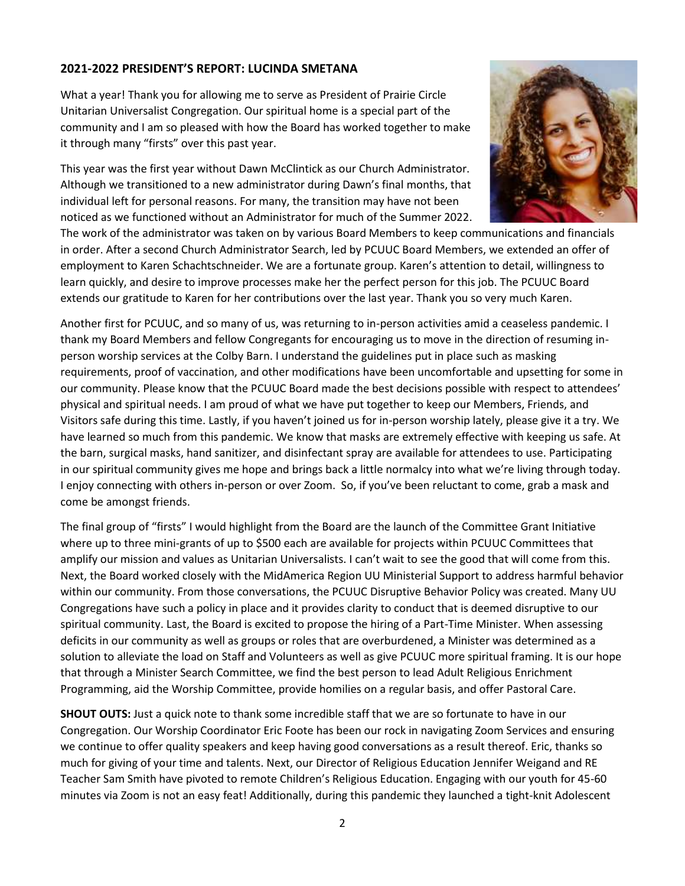## 2021-2022 PRESIDENT'S REPORT: LUCINDA SMETANA

What a year! Thank you for allowing me to serve as President of Prairie Circle Unitarian Universalist Congregation. Our spiritual home is a special part of the community and I am so pleased with how the Board has worked together to make it through many "firsts" over this past year.

This year was the first year without Dawn McClintick as our Church Administrator. Although we transitioned to a new administrator during Dawn's final months, that individual left for personal reasons. For many, the transition may have not been noticed as we functioned without an Administrator for much of the Summer 2022. The work of the administrator was taken on by various Board Members to keep communications and financials in order. After a second Church Administrator Search, led by PCUUC Board Members, we extended an offer of employment to Karen Schachtschneider. We are a fortunate group. Karen's attention to detail, willingness to learn quickly, and desire to improve processes make her the perfect person for this job. The PCUUC Board extends our gratitude to Karen for her contributions over the last year. Thank you so very much Karen.

Another first for PCUUC, and so many of us, was returning to in-person activities amid a ceaseless pandemic. I thank my Board Members and fellow Congregants for encouraging us to move in the direction of resuming in-person worship services at the Colby Barn. I understand the guidelines put in place such as masking requirements, proof of vaccination, and other modifications have been uncomfortable and upsetting for some in our community. Please know that the PCUUC Board made the best decisions possible with respect to attendees' physical and spiritual needs. I am proud of what we have put together to keep our Members, Friends, and Visitors safe during this time. Lastly, if you haven't joined us for in-person worship lately, please give it a try. We have learned so much from this pandemic. We know that masks are extremely effective with keeping us safe. At the barn, surgical masks, hand sanitizer, and disinfectant spray are available for attendees to use. Participating in our spiritual community gives me hope and brings back a little normalcy into what we're living through today. I enjoy connecting with others in-person or over Zoom. So, if you've been reluctant to come, grab a mask and come be amongst friends.

The final group of "firsts" I would highlight from the Board are the launch of the Committee Grant Initiative where up to three mini-grants of up to $500 each are available for projects within PCUUC Committees that amplify our mission and values as Unitarian Universalists. I can't wait to see the good that will come from this. Next, the Board worked closely with the MidAmerica Region UU Ministerial Support to address harmful behavior within our community. From those conversations, the PCUUC Disruptive Behavior Policy was created. Many UU Congregations have such a policy in place and it provides clarity to conduct that is deemed disruptive to our spiritual community. Last, the Board is excited to propose the hiring of a Part-Time Minister. When assessing deficits in our community as well as groups or roles that are overburdened, a Minister was determined as a solution to alleviate the load on Staff and Volunteers as well as give PCUUC more spiritual framing. It is our hope that through a Minister Search Committee, we find the best person to lead Adult Religious Enrichment Programming, aid the Worship Committee, provide homilies on a regular basis, and offer Pastoral Care.

**SHOUT OUTS:** Just a quick note to thank some incredible staff that we are so fortunate to have in our Congregation. Our Worship Coordinator Eric Foote has been our rock in navigating Zoom Services and ensuring we continue to offer quality speakers and keep having good conversations as a result thereof. Eric, thanks so much for giving of your time and talents. Next, our Director of Religious Education Jennifer Weigand and RE Teacher Sam Smith have pivoted to remote Children's Religious Education. Engaging with our youth for 45-60 minutes via Zoom is not an easy feat! Additionally, during this pandemic they launched a tight-knit Adolescent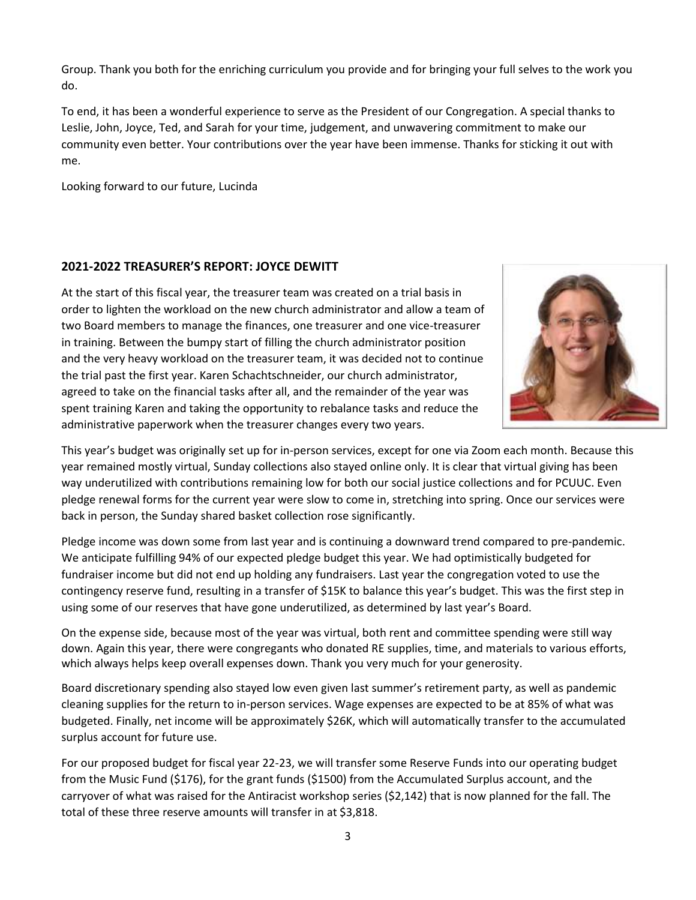Group. Thank you both for the enriching curriculum you provide and for bringing your full selves to the work you do.

To end, it has been a wonderful experience to serve as the President of our Congregation. A special thanks to Leslie, John, Joyce, Ted, and Sarah for your time, judgement, and unwavering commitment to make our community even better. Your contributions over the year have been immense. Thanks for sticking it out with me.

Looking forward to our future, Lucinda

## 2021-2022 TREASURER'S REPORT: JOYCE DEWITT

At the start of this fiscal year, the treasurer team was created on a trial basis in order to lighten the workload on the new church administrator and allow a team of two Board members to manage the finances, one treasurer and one vice-treasurer in training. Between the bumpy start of filling the church administrator position and the very heavy workload on the treasurer team, it was decided not to continue the trial past the first year. Karen Schachtschneider, our church administrator, agreed to take on the financial tasks after all, and the remainder of the year was spent training Karen and taking the opportunity to rebalance tasks and reduce the administrative paperwork when the treasurer changes every two years.

This year's budget was originally set up for in-person services, except for one via Zoom each month. Because this year remained mostly virtual, Sunday collections also stayed online only. It is clear that virtual giving has been way underutilized with contributions remaining low for both our social justice collections and for PCUUC. Even pledge renewal forms for the current year were slow to come in, stretching into spring. Once our services were back in person, the Sunday shared basket collection rose significantly.

Pledge income was down some from last year and is continuing a downward trend compared to pre-pandemic. We anticipate fulfilling 94% of our expected pledge budget this year. We had optimistically budgeted for fundraiser income but did not end up holding any fundraisers. Last year the congregation voted to use the contingency reserve fund, resulting in a transfer of $15K to balance this year's budget. This was the first step in using some of our reserves that have gone underutilized, as determined by last year's Board.

On the expense side, because most of the year was virtual, both rent and committee spending were still way down. Again this year, there were congregants who donated RE supplies, time, and materials to various efforts, which always helps keep overall expenses down. Thank you very much for your generosity.

Board discretionary spending also stayed low even given last summer's retirement party, as well as pandemic cleaning supplies for the return to in-person services. Wage expenses are expected to be at 85% of what was budgeted. Finally, net income will be approximately $26K, which will automatically transfer to the accumulated surplus account for future use.

For our proposed budget for fiscal year 22-23, we will transfer some Reserve Funds into our operating budget from the Music Fund ($176), for the grant funds ($1500) from the Accumulated Surplus account, and the carryover of what was raised for the Antiracist workshop series ($2,142) that is now planned for the fall. The total of these three reserve amounts will transfer in at $3,818.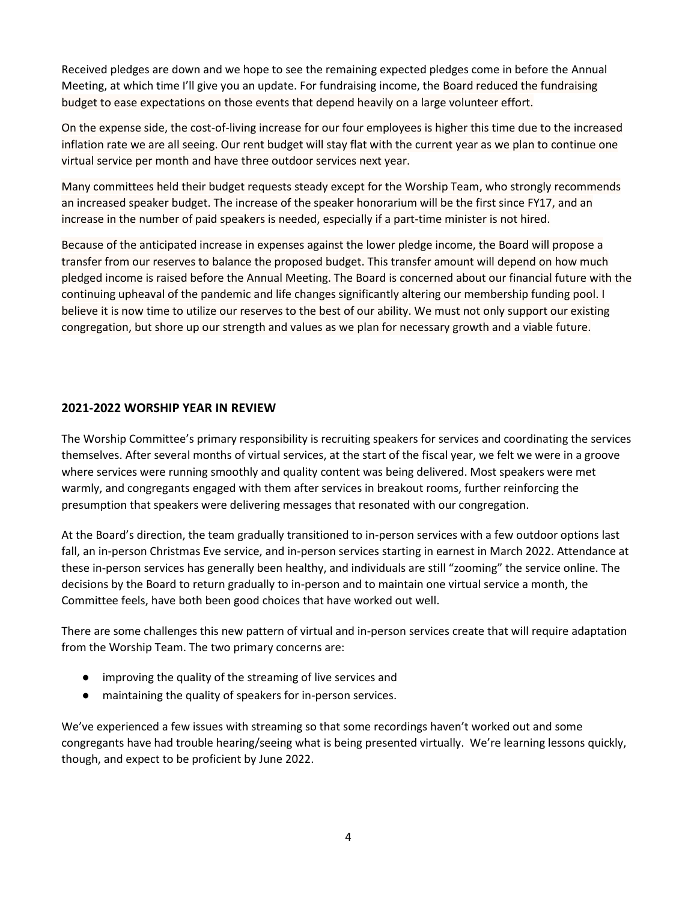Received pledges are down and we hope to see the remaining expected pledges come in before the Annual Meeting, at which time I'll give you an update. For fundraising income, the Board reduced the fundraising budget to ease expectations on those events that depend heavily on a large volunteer effort.

On the expense side, the cost-of-living increase for our four employees is higher this time due to the increased inflation rate we are all seeing. Our rent budget will stay flat with the current year as we plan to continue one virtual service per month and have three outdoor services next year.

Many committees held their budget requests steady except for the Worship Team, who strongly recommends an increased speaker budget. The increase of the speaker honorarium will be the first since FY17, and an increase in the number of paid speakers is needed, especially if a part-time minister is not hired.

Because of the anticipated increase in expenses against the lower pledge income, the Board will propose a transfer from our reserves to balance the proposed budget. This transfer amount will depend on how much pledged income is raised before the Annual Meeting. The Board is concerned about our financial future with the continuing upheaval of the pandemic and life changes significantly altering our membership funding pool. I believe it is now time to utilize our reserves to the best of our ability. We must not only support our existing congregation, but shore up our strength and values as we plan for necessary growth and a viable future.

## 2021-2022 WORSHIP YEAR IN REVIEW

The Worship Committee's primary responsibility is recruiting speakers for services and coordinating the services themselves. After several months of virtual services, at the start of the fiscal year, we felt we were in a groove where services were running smoothly and quality content was being delivered. Most speakers were met warmly, and congregants engaged with them after services in breakout rooms, further reinforcing the presumption that speakers were delivering messages that resonated with our congregation.

At the Board's direction, the team gradually transitioned to in-person services with a few outdoor options last fall, an in-person Christmas Eve service, and in-person services starting in earnest in March 2022. Attendance at these in-person services has generally been healthy, and individuals are still "zooming" the service online. The decisions by the Board to return gradually to in-person and to maintain one virtual service a month, the Committee feels, have both been good choices that have worked out well.

There are some challenges this new pattern of virtual and in-person services create that will require adaptation from the Worship Team. The two primary concerns are:

- improving the quality of the streaming of live services and
- maintaining the quality of speakers for in-person services.

We've experienced a few issues with streaming so that some recordings haven't worked out and some congregants have had trouble hearing/seeing what is being presented virtually. We're learning lessons quickly, though, and expect to be proficient by June 2022.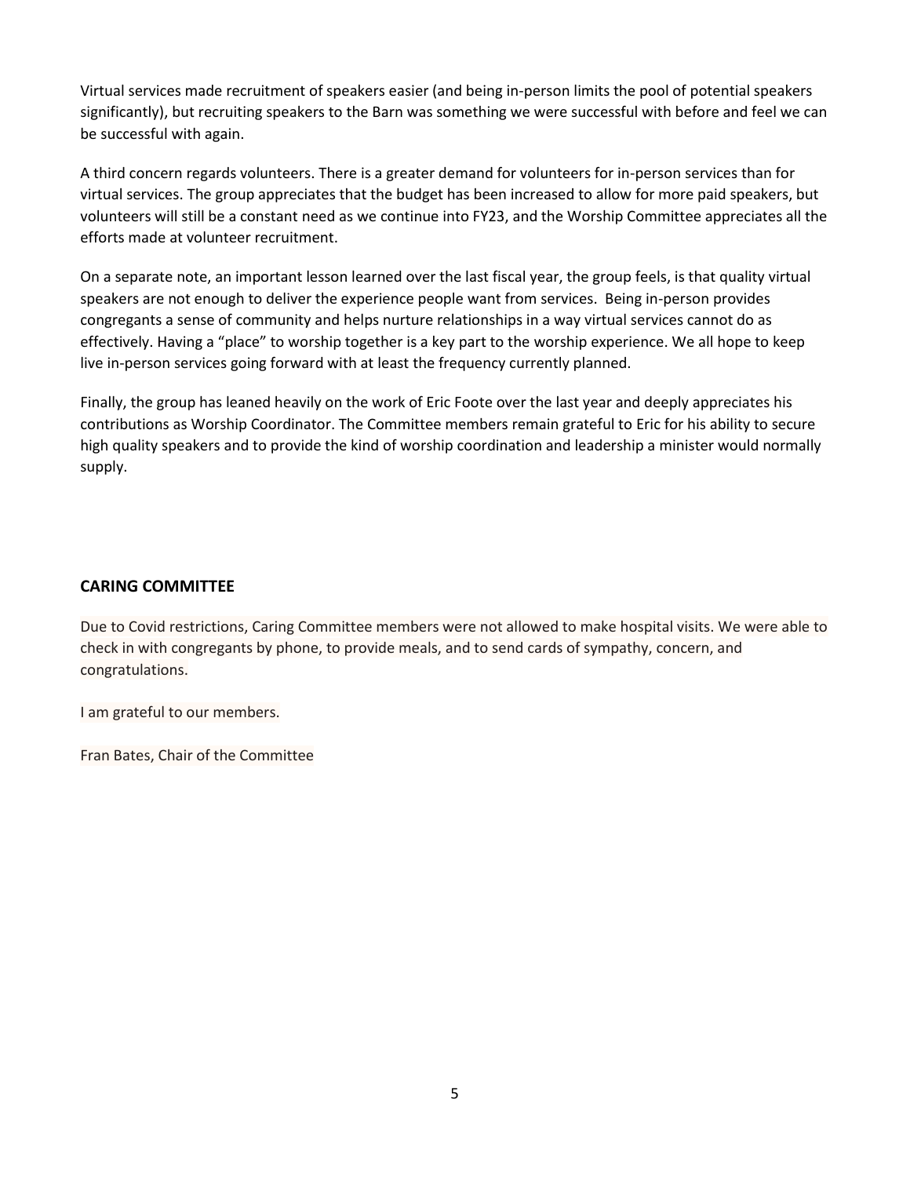Virtual services made recruitment of speakers easier (and being in-person limits the pool of potential speakers significantly), but recruiting speakers to the Barn was something we were successful with before and feel we can be successful with again.

A third concern regards volunteers. There is a greater demand for volunteers for in-person services than for virtual services. The group appreciates that the budget has been increased to allow for more paid speakers, but volunteers will still be a constant need as we continue into FY23, and the Worship Committee appreciates all the efforts made at volunteer recruitment.

On a separate note, an important lesson learned over the last fiscal year, the group feels, is that quality virtual speakers are not enough to deliver the experience people want from services. Being in-person provides congregants a sense of community and helps nurture relationships in a way virtual services cannot do as effectively. Having a "place" to worship together is a key part to the worship experience. We all hope to keep live in-person services going forward with at least the frequency currently planned.

Finally, the group has leaned heavily on the work of Eric Foote over the last year and deeply appreciates his contributions as Worship Coordinator. The Committee members remain grateful to Eric for his ability to secure high quality speakers and to provide the kind of worship coordination and leadership a minister would normally supply.

## CARING COMMITTEE

Due to Covid restrictions, Caring Committee members were not allowed to make hospital visits. We were able to check in with congregants by phone, to provide meals, and to send cards of sympathy, concern, and congratulations.

I am grateful to our members.

Fran Bates, Chair of the Committee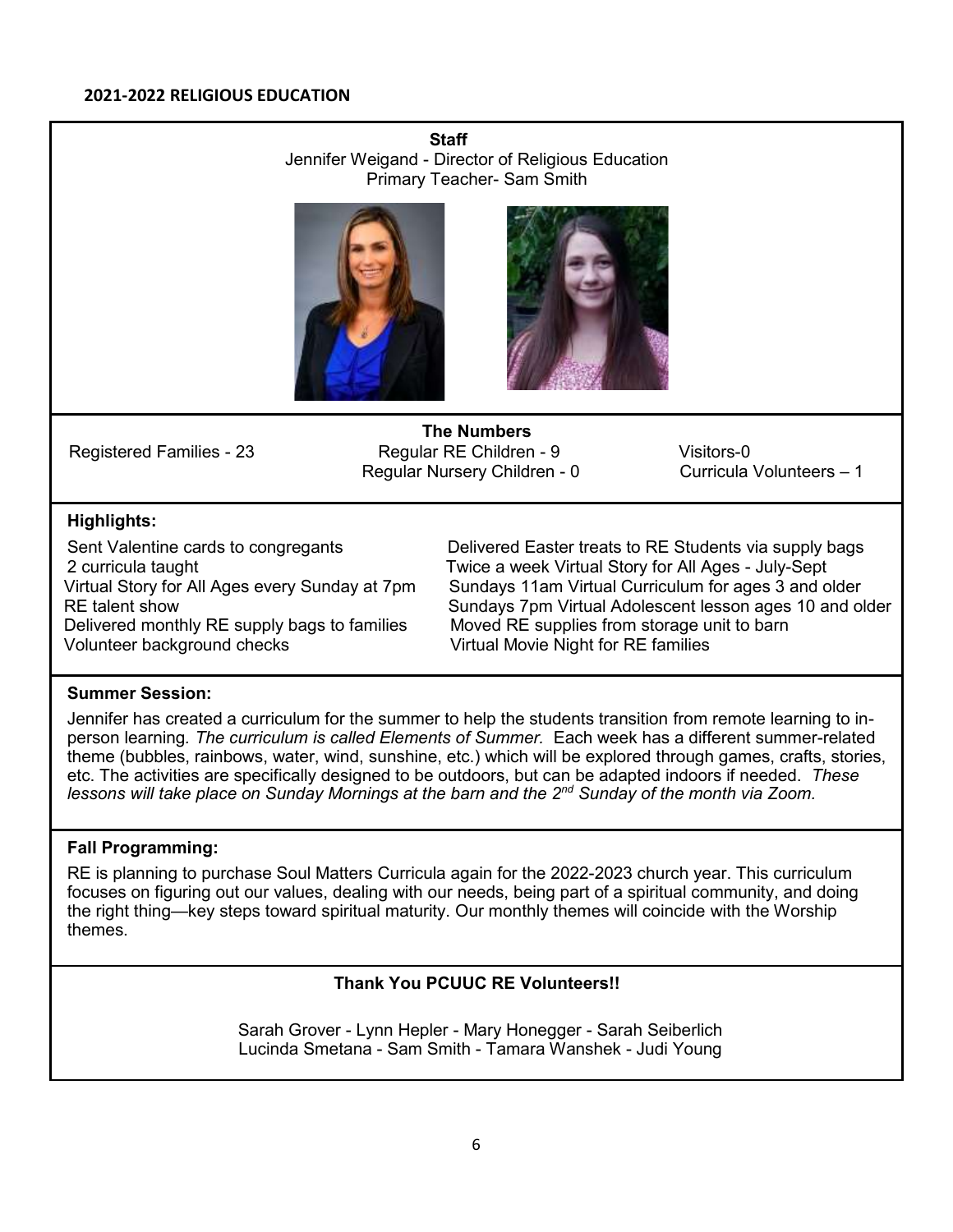## 2021-2022 RELIGIOUS EDUCATION

**Staff**

Jennifer Weigand - Director of Religious Education
Primary Teacher- Sam Smith

**The Numbers**

| | | |
|---|---|---|
| Registered Families - 23 | Regular RE Children - 9 | Visitors-0 |
| | Regular Nursery Children - 0 | Curricula Volunteers – 1 |

**Highlights:**

- Sent Valentine cards to congregants
- 2 curricula taught
- Virtual Story for All Ages every Sunday at 7pm
- RE talent show
- Delivered monthly RE supply bags to families
- Volunteer background checks
- Delivered Easter treats to RE Students via supply bags
- Twice a week Virtual Story for All Ages - July-Sept
- Sundays 11am Virtual Curriculum for ages 3 and older
- Sundays 7pm Virtual Adolescent lesson ages 10 and older
- Moved RE supplies from storage unit to barn
- Virtual Movie Night for RE families

**Summer Session:**

Jennifer has created a curriculum for the summer to help the students transition from remote learning to in-person learning*. The curriculum is called Elements of Summer.* Each week has a different summer-related theme (bubbles, rainbows, water, wind, sunshine, etc.) which will be explored through games, crafts, stories, etc. The activities are specifically designed to be outdoors, but can be adapted indoors if needed. *These lessons will take place on Sunday Mornings at the barn and the 2nd Sunday of the month via Zoom.*

**Fall Programming:**

RE is planning to purchase Soul Matters Curricula again for the 2022-2023 church year. This curriculum focuses on figuring out our values, dealing with our needs, being part of a spiritual community, and doing the right thing—key steps toward spiritual maturity. Our monthly themes will coincide with the Worship themes.

**Thank You PCUUC RE Volunteers!!**

Sarah Grover - Lynn Hepler - Mary Honegger - Sarah Seiberlich
Lucinda Smetana - Sam Smith - Tamara Wanshek - Judi Young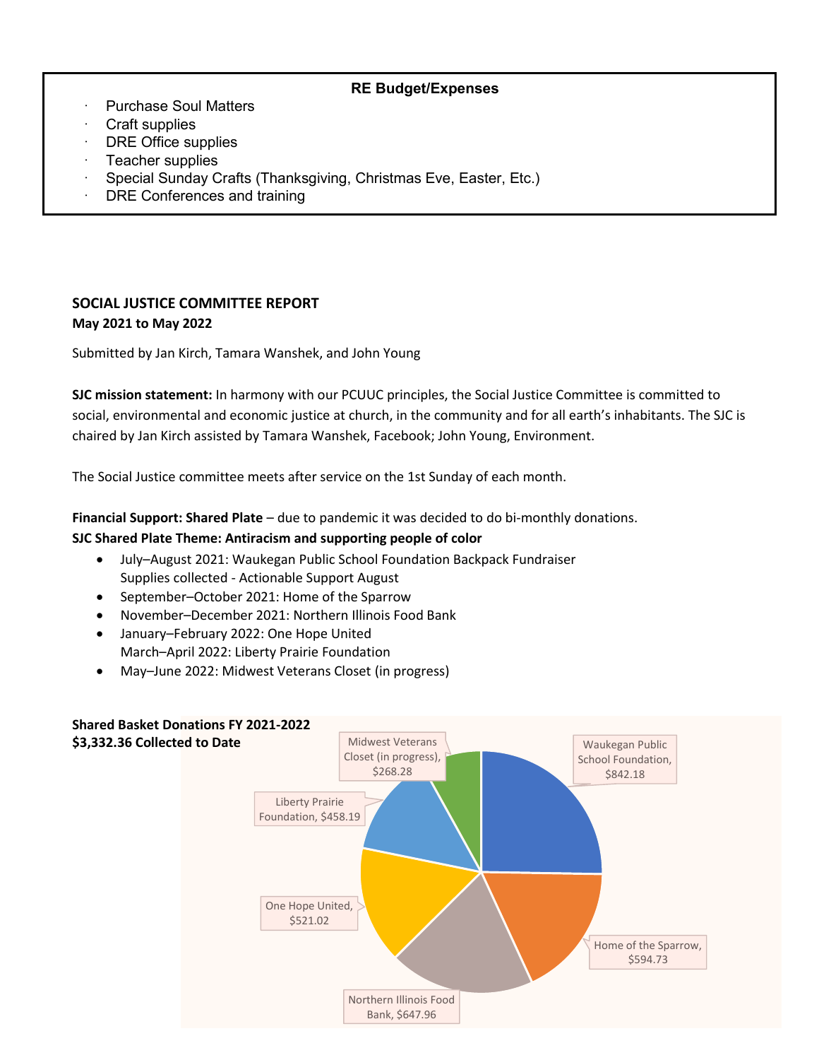## RE Budget/Expenses

- Purchase Soul Matters
- Craft supplies
- DRE Office supplies
- Teacher supplies
- Special Sunday Crafts (Thanksgiving, Christmas Eve, Easter, Etc.)
- DRE Conferences and training

## SOCIAL JUSTICE COMMITTEE REPORT

**May 2021 to May 2022**

Submitted by Jan Kirch, Tamara Wanshek, and John Young

**SJC mission statement:** In harmony with our PCUUC principles, the Social Justice Committee is committed to social, environmental and economic justice at church, in the community and for all earth's inhabitants. The SJC is chaired by Jan Kirch assisted by Tamara Wanshek, Facebook; John Young, Environment.

The Social Justice committee meets after service on the 1st Sunday of each month.

**Financial Support: Shared Plate** – due to pandemic it was decided to do bi-monthly donations.

**SJC Shared Plate Theme: Antiracism and supporting people of color**

- July–August 2021: Waukegan Public School Foundation Backpack Fundraiser
  Supplies collected - Actionable Support August
- September–October 2021: Home of the Sparrow
- November–December 2021: Northern Illinois Food Bank
- January–February 2022: One Hope United
  March–April 2022: Liberty Prairie Foundation
- May–June 2022: Midwest Veterans Closet (in progress)

**Shared Basket Donations FY 2021-2022**
**$3,332.36 Collected to Date**

| Recipient | Amount |
|---|---|
| Waukegan Public School Foundation | $842.18 |
| Home of the Sparrow | $594.73 |
| Northern Illinois Food Bank | $647.96 |
| One Hope United | $521.02 |
| Liberty Prairie Foundation | $458.19 |
| Midwest Veterans Closet (in progress) | $268.28 |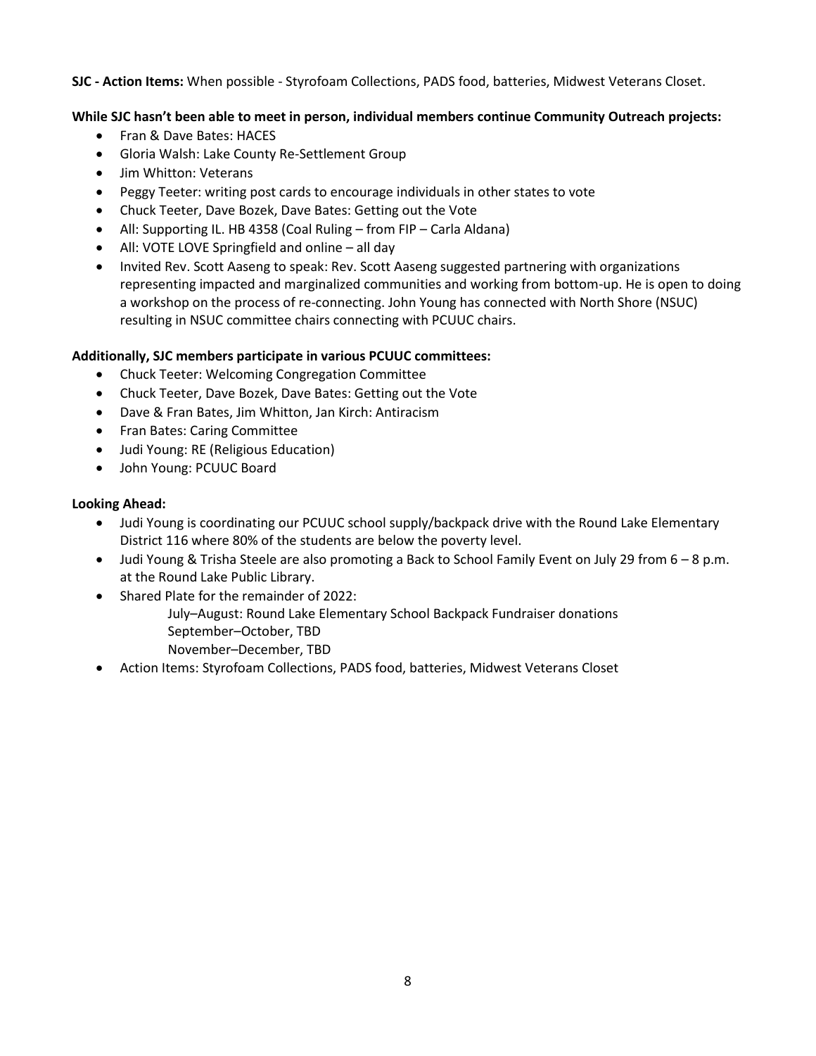**SJC - Action Items:** When possible - Styrofoam Collections, PADS food, batteries, Midwest Veterans Closet.

**While SJC hasn't been able to meet in person, individual members continue Community Outreach projects:**

- Fran & Dave Bates: HACES
- Gloria Walsh: Lake County Re-Settlement Group
- Jim Whitton: Veterans
- Peggy Teeter: writing post cards to encourage individuals in other states to vote
- Chuck Teeter, Dave Bozek, Dave Bates: Getting out the Vote
- All: Supporting IL. HB 4358 (Coal Ruling – from FIP – Carla Aldana)
- All: VOTE LOVE Springfield and online – all day
- Invited Rev. Scott Aaseng to speak: Rev. Scott Aaseng suggested partnering with organizations representing impacted and marginalized communities and working from bottom-up. He is open to doing a workshop on the process of re-connecting. John Young has connected with North Shore (NSUC) resulting in NSUC committee chairs connecting with PCUUC chairs.

**Additionally, SJC members participate in various PCUUC committees:**

- Chuck Teeter: Welcoming Congregation Committee
- Chuck Teeter, Dave Bozek, Dave Bates: Getting out the Vote
- Dave & Fran Bates, Jim Whitton, Jan Kirch: Antiracism
- Fran Bates: Caring Committee
- Judi Young: RE (Religious Education)
- John Young: PCUUC Board

**Looking Ahead:**

- Judi Young is coordinating our PCUUC school supply/backpack drive with the Round Lake Elementary District 116 where 80% of the students are below the poverty level.
- Judi Young & Trisha Steele are also promoting a Back to School Family Event on July 29 from 6 – 8 p.m. at the Round Lake Public Library.
- Shared Plate for the remainder of 2022:
  - July–August: Round Lake Elementary School Backpack Fundraiser donations
  - September–October, TBD
  - November–December, TBD
- Action Items: Styrofoam Collections, PADS food, batteries, Midwest Veterans Closet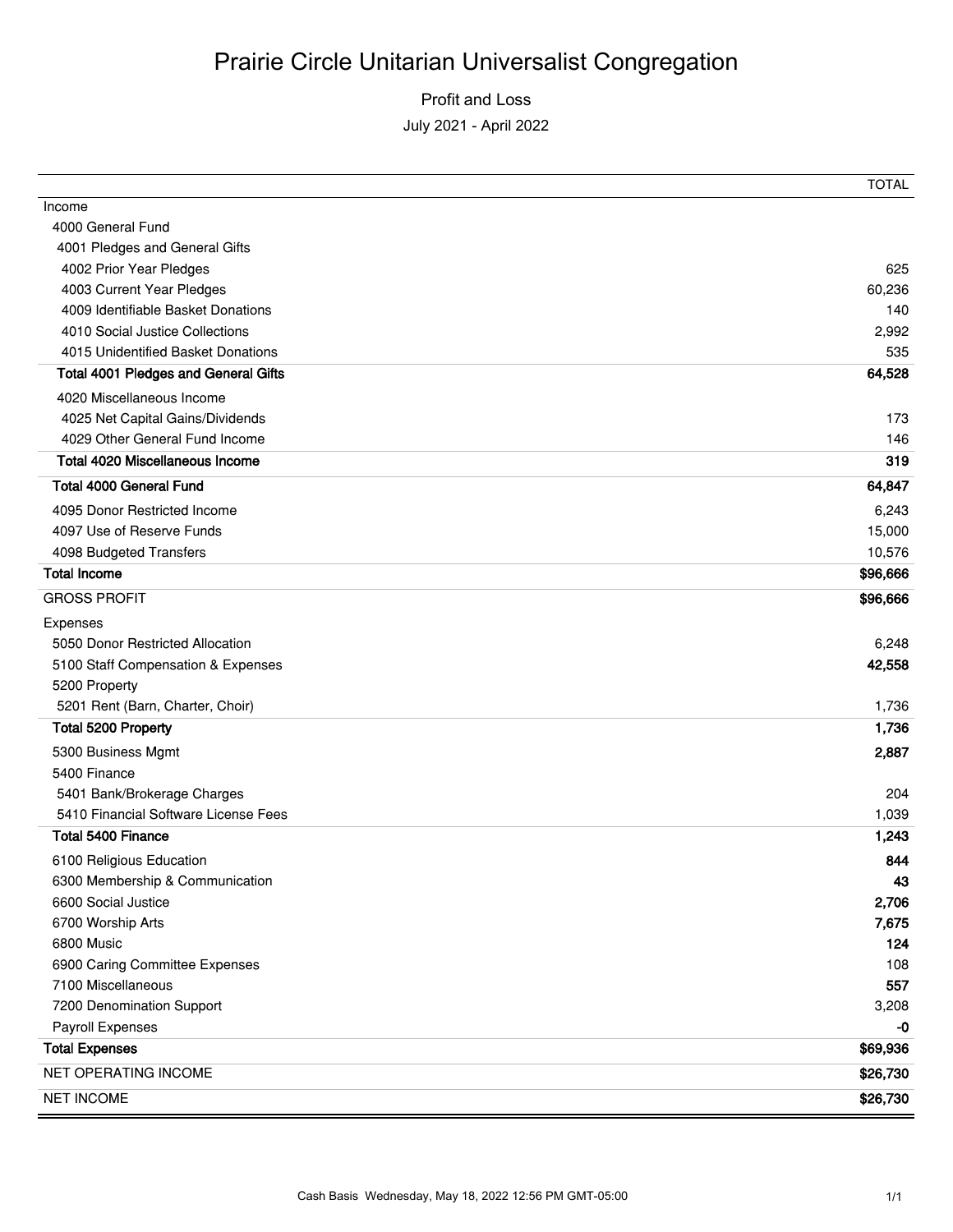# Prairie Circle Unitarian Universalist Congregation

Profit and Loss

July 2021 - April 2022

| | TOTAL |
|---|---|
| Income | |
| 4000 General Fund | |
| 4001 Pledges and General Gifts | |
| 4002 Prior Year Pledges | 625 |
| 4003 Current Year Pledges | 60,236 |
| 4009 Identifiable Basket Donations | 140 |
| 4010 Social Justice Collections | 2,992 |
| 4015 Unidentified Basket Donations | 535 |
| **Total 4001 Pledges and General Gifts** | **64,528** |
| 4020 Miscellaneous Income | |
| 4025 Net Capital Gains/Dividends | 173 |
| 4029 Other General Fund Income | 146 |
| **Total 4020 Miscellaneous Income** | **319** |
| **Total 4000 General Fund** | **64,847** |
| 4095 Donor Restricted Income | 6,243 |
| 4097 Use of Reserve Funds | 15,000 |
| 4098 Budgeted Transfers | 10,576 |
| **Total Income** | **$96,666** |
| GROSS PROFIT | **$96,666** |
| Expenses | |
| 5050 Donor Restricted Allocation | 6,248 |
| 5100 Staff Compensation & Expenses | **42,558** |
| 5200 Property | |
| 5201 Rent (Barn, Charter, Choir) | 1,736 |
| **Total 5200 Property** | **1,736** |
| 5300 Business Mgmt | **2,887** |
| 5400 Finance | |
| 5401 Bank/Brokerage Charges | 204 |
| 5410 Financial Software License Fees | 1,039 |
| **Total 5400 Finance** | **1,243** |
| 6100 Religious Education | **844** |
| 6300 Membership & Communication | **43** |
| 6600 Social Justice | **2,706** |
| 6700 Worship Arts | **7,675** |
| 6800 Music | **124** |
| 6900 Caring Committee Expenses | 108 |
| 7100 Miscellaneous | **557** |
| 7200 Denomination Support | 3,208 |
| Payroll Expenses | **-0** |
| **Total Expenses** | **$69,936** |
| NET OPERATING INCOME | **$26,730** |
| NET INCOME | **$26,730** |

Cash Basis Wednesday, May 18, 2022 12:56 PM GMT-05:00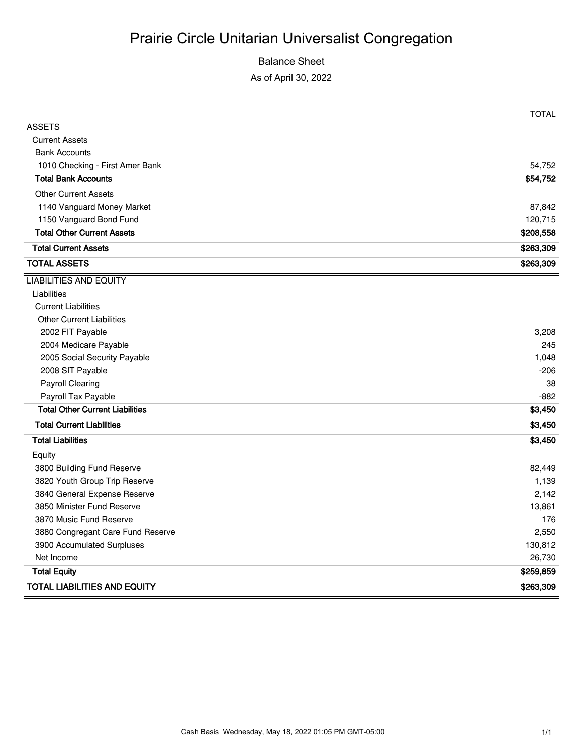# Prairie Circle Unitarian Universalist Congregation

Balance Sheet

As of April 30, 2022

| | TOTAL |
|---|---|
| ASSETS | |
| Current Assets | |
| Bank Accounts | |
| 1010 Checking - First Amer Bank | 54,752 |
| **Total Bank Accounts** | **$54,752** |
| Other Current Assets | |
| 1140 Vanguard Money Market | 87,842 |
| 1150 Vanguard Bond Fund | 120,715 |
| **Total Other Current Assets** | **$208,558** |
| **Total Current Assets** | **$263,309** |
| **TOTAL ASSETS** | **$263,309** |
| LIABILITIES AND EQUITY | |
| Liabilities | |
| Current Liabilities | |
| Other Current Liabilities | |
| 2002 FIT Payable | 3,208 |
| 2004 Medicare Payable | 245 |
| 2005 Social Security Payable | 1,048 |
| 2008 SIT Payable | -206 |
| Payroll Clearing | 38 |
| Payroll Tax Payable | -882 |
| **Total Other Current Liabilities** | **$3,450** |
| **Total Current Liabilities** | **$3,450** |
| **Total Liabilities** | **$3,450** |
| Equity | |
| 3800 Building Fund Reserve | 82,449 |
| 3820 Youth Group Trip Reserve | 1,139 |
| 3840 General Expense Reserve | 2,142 |
| 3850 Minister Fund Reserve | 13,861 |
| 3870 Music Fund Reserve | 176 |
| 3880 Congregant Care Fund Reserve | 2,550 |
| 3900 Accumulated Surpluses | 130,812 |
| Net Income | 26,730 |
| **Total Equity** | **$259,859** |
| **TOTAL LIABILITIES AND EQUITY** | **$263,309** |

Cash Basis Wednesday, May 18, 2022 01:05 PM GMT-05:00